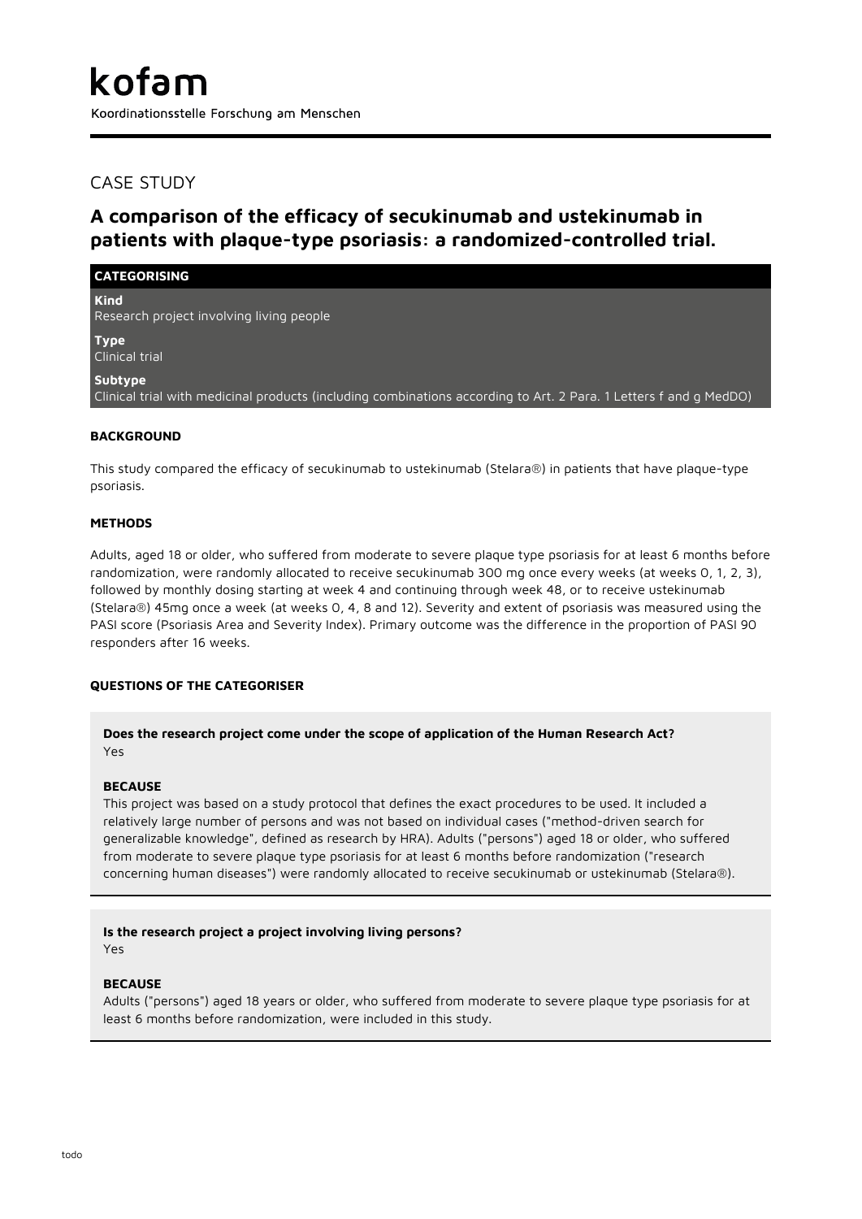# kofam

Koordinationsstelle Forschung am Menschen

## CASE STUDY

## A comparison of the efficacy of secukinumab and ustekinumab in patients with plaque-type psoriasis: a randomized-controlled trial.

**CATEGORISING**

**Kind**
Research project involving living people

**Type**
Clinical trial

**Subtype**
Clinical trial with medicinal products (including combinations according to Art. 2 Para. 1 Letters f and g MedDO)

### BACKGROUND

This study compared the efficacy of secukinumab to ustekinumab (Stelara®) in patients that have plaque-type psoriasis.

### METHODS

Adults, aged 18 or older, who suffered from moderate to severe plaque type psoriasis for at least 6 months before randomization, were randomly allocated to receive secukinumab 300 mg once every weeks (at weeks 0, 1, 2, 3), followed by monthly dosing starting at week 4 and continuing through week 48, or to receive ustekinumab (Stelara®) 45mg once a week (at weeks 0, 4, 8 and 12). Severity and extent of psoriasis was measured using the PASI score (Psoriasis Area and Severity Index). Primary outcome was the difference in the proportion of PASI 90 responders after 16 weeks.

### QUESTIONS OF THE CATEGORISER

**Does the research project come under the scope of application of the Human Research Act?**
Yes

**BECAUSE**
This project was based on a study protocol that defines the exact procedures to be used. It included a relatively large number of persons and was not based on individual cases ("method-driven search for generalizable knowledge", defined as research by HRA). Adults ("persons") aged 18 or older, who suffered from moderate to severe plaque type psoriasis for at least 6 months before randomization ("research concerning human diseases") were randomly allocated to receive secukinumab or ustekinumab (Stelara®).

**Is the research project a project involving living persons?**
Yes

**BECAUSE**
Adults ("persons") aged 18 years or older, who suffered from moderate to severe plaque type psoriasis for at least 6 months before randomization, were included in this study.

todo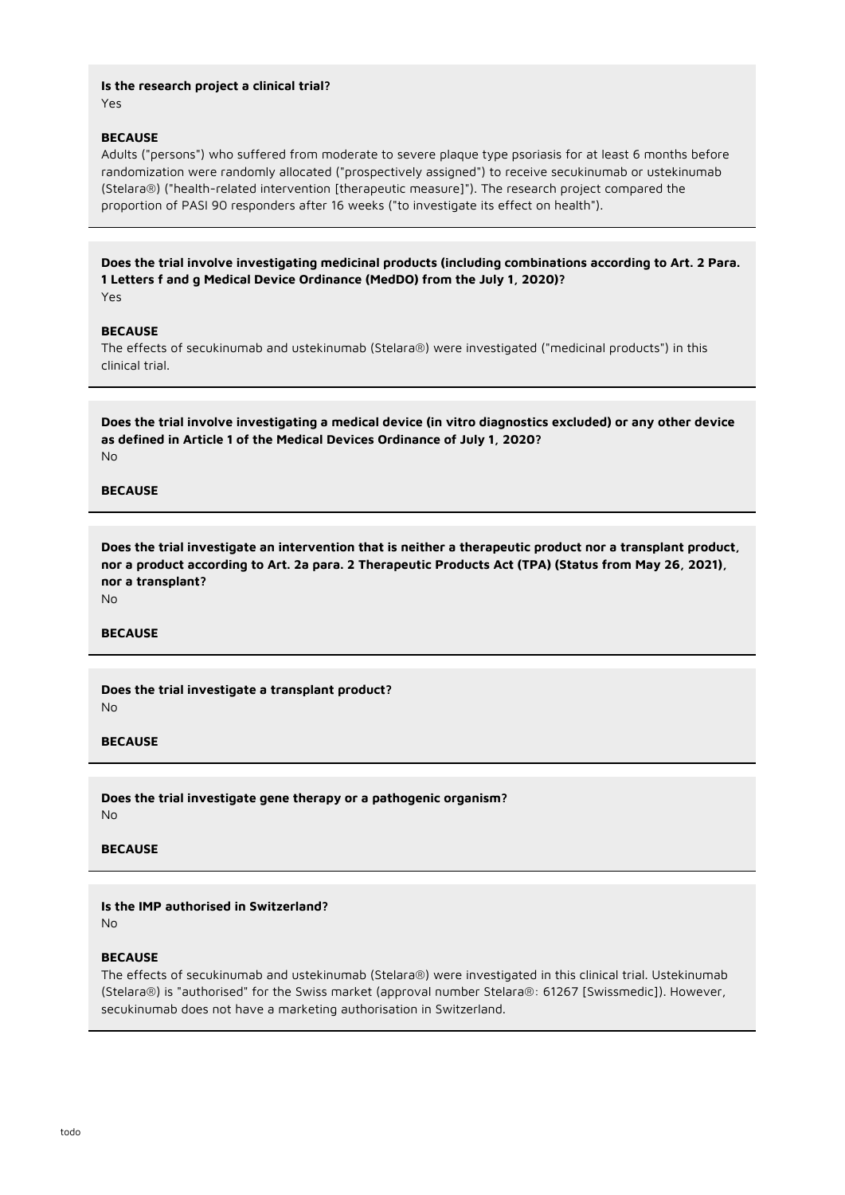**Is the research project a clinical trial?**
Yes

**BECAUSE**
Adults ("persons") who suffered from moderate to severe plaque type psoriasis for at least 6 months before randomization were randomly allocated ("prospectively assigned") to receive secukinumab or ustekinumab (Stelara®) ("health-related intervention [therapeutic measure]"). The research project compared the proportion of PASI 90 responders after 16 weeks ("to investigate its effect on health").

---

**Does the trial involve investigating medicinal products (including combinations according to Art. 2 Para. 1 Letters f and g Medical Device Ordinance (MedDO) from the July 1, 2020)?**
Yes

**BECAUSE**
The effects of secukinumab and ustekinumab (Stelara®) were investigated ("medicinal products") in this clinical trial.

---

**Does the trial involve investigating a medical device (in vitro diagnostics excluded) or any other device as defined in Article 1 of the Medical Devices Ordinance of July 1, 2020?**
No

**BECAUSE**

---

**Does the trial investigate an intervention that is neither a therapeutic product nor a transplant product, nor a product according to Art. 2a para. 2 Therapeutic Products Act (TPA) (Status from May 26, 2021), nor a transplant?**
No

**BECAUSE**

---

**Does the trial investigate a transplant product?**
No

**BECAUSE**

---

**Does the trial investigate gene therapy or a pathogenic organism?**
No

**BECAUSE**

---

**Is the IMP authorised in Switzerland?**
No

**BECAUSE**
The effects of secukinumab and ustekinumab (Stelara®) were investigated in this clinical trial. Ustekinumab (Stelara®) is "authorised" for the Swiss market (approval number Stelara®: 61267 [Swissmedic]). However, secukinumab does not have a marketing authorisation in Switzerland.

---

todo